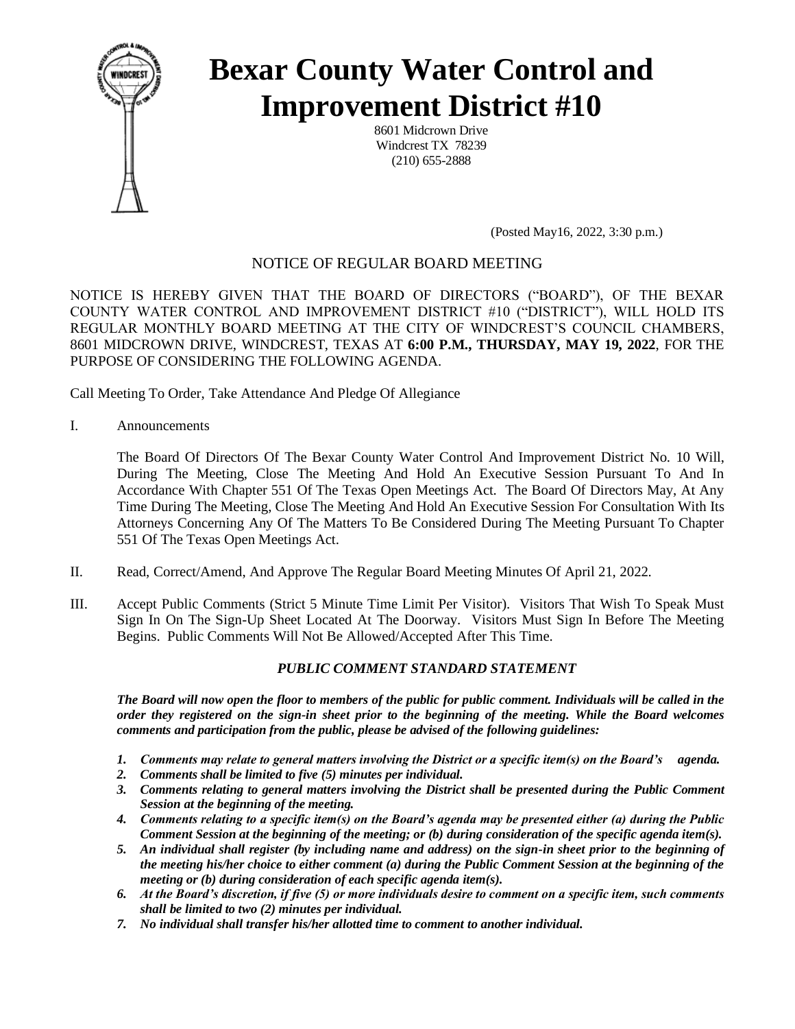# Bexar County Water Control and Improvement District #10

8601 Midcrown Drive
Windcrest TX 78239
(210) 655-2888

(Posted May16, 2022, 3:30 p.m.)

## NOTICE OF REGULAR BOARD MEETING

NOTICE IS HEREBY GIVEN THAT THE BOARD OF DIRECTORS ("BOARD"), OF THE BEXAR COUNTY WATER CONTROL AND IMPROVEMENT DISTRICT #10 ("DISTRICT"), WILL HOLD ITS REGULAR MONTHLY BOARD MEETING AT THE CITY OF WINDCREST'S COUNCIL CHAMBERS, 8601 MIDCROWN DRIVE, WINDCREST, TEXAS AT **6:00 P.M., THURSDAY, MAY 19, 2022**, FOR THE PURPOSE OF CONSIDERING THE FOLLOWING AGENDA.

Call Meeting To Order, Take Attendance And Pledge Of Allegiance

I. Announcements

The Board Of Directors Of The Bexar County Water Control And Improvement District No. 10 Will, During The Meeting, Close The Meeting And Hold An Executive Session Pursuant To And In Accordance With Chapter 551 Of The Texas Open Meetings Act. The Board Of Directors May, At Any Time During The Meeting, Close The Meeting And Hold An Executive Session For Consultation With Its Attorneys Concerning Any Of The Matters To Be Considered During The Meeting Pursuant To Chapter 551 Of The Texas Open Meetings Act.

II. Read, Correct/Amend, And Approve The Regular Board Meeting Minutes Of April 21, 2022.

III. Accept Public Comments (Strict 5 Minute Time Limit Per Visitor). Visitors That Wish To Speak Must Sign In On The Sign-Up Sheet Located At The Doorway. Visitors Must Sign In Before The Meeting Begins. Public Comments Will Not Be Allowed/Accepted After This Time.

***PUBLIC COMMENT STANDARD STATEMENT***

***The Board will now open the floor to members of the public for public comment. Individuals will be called in the order they registered on the sign-in sheet prior to the beginning of the meeting. While the Board welcomes comments and participation from the public, please be advised of the following guidelines:***

1. ***Comments may relate to general matters involving the District or a specific item(s) on the Board's agenda.***
2. ***Comments shall be limited to five (5) minutes per individual.***
3. ***Comments relating to general matters involving the District shall be presented during the Public Comment Session at the beginning of the meeting.***
4. ***Comments relating to a specific item(s) on the Board's agenda may be presented either (a) during the Public Comment Session at the beginning of the meeting; or (b) during consideration of the specific agenda item(s).***
5. ***An individual shall register (by including name and address) on the sign-in sheet prior to the beginning of the meeting his/her choice to either comment (a) during the Public Comment Session at the beginning of the meeting or (b) during consideration of each specific agenda item(s).***
6. ***At the Board's discretion, if five (5) or more individuals desire to comment on a specific item, such comments shall be limited to two (2) minutes per individual.***
7. ***No individual shall transfer his/her allotted time to comment to another individual.***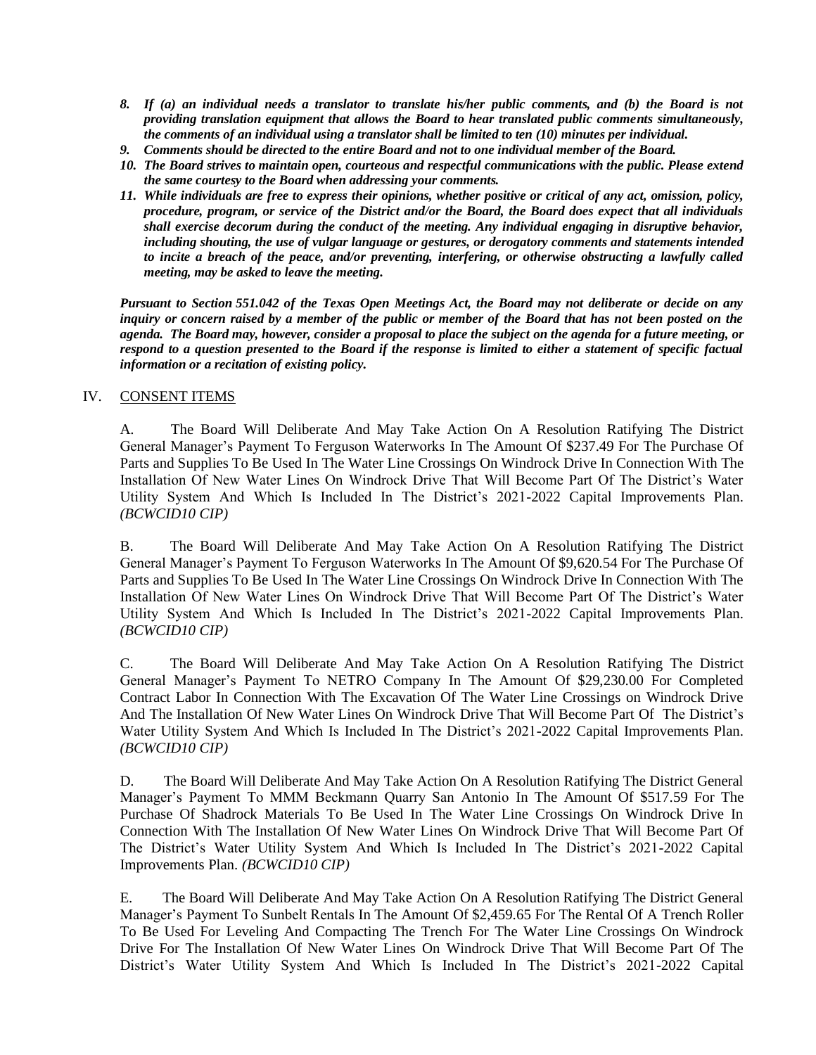8. ***If (a) an individual needs a translator to translate his/her public comments, and (b) the Board is not providing translation equipment that allows the Board to hear translated public comments simultaneously, the comments of an individual using a translator shall be limited to ten (10) minutes per individual.***
9. ***Comments should be directed to the entire Board and not to one individual member of the Board.***
10. ***The Board strives to maintain open, courteous and respectful communications with the public. Please extend the same courtesy to the Board when addressing your comments.***
11. ***While individuals are free to express their opinions, whether positive or critical of any act, omission, policy, procedure, program, or service of the District and/or the Board, the Board does expect that all individuals shall exercise decorum during the conduct of the meeting. Any individual engaging in disruptive behavior, including shouting, the use of vulgar language or gestures, or derogatory comments and statements intended to incite a breach of the peace, and/or preventing, interfering, or otherwise obstructing a lawfully called meeting, may be asked to leave the meeting.***

***Pursuant to Section 551.042 of the Texas Open Meetings Act, the Board may not deliberate or decide on any inquiry or concern raised by a member of the public or member of the Board that has not been posted on the agenda. The Board may, however, consider a proposal to place the subject on the agenda for a future meeting, or respond to a question presented to the Board if the response is limited to either a statement of specific factual information or a recitation of existing policy.***

IV. CONSENT ITEMS

A. The Board Will Deliberate And May Take Action On A Resolution Ratifying The District General Manager's Payment To Ferguson Waterworks In The Amount Of $237.49 For The Purchase Of Parts and Supplies To Be Used In The Water Line Crossings On Windrock Drive In Connection With The Installation Of New Water Lines On Windrock Drive That Will Become Part Of The District's Water Utility System And Which Is Included In The District's 2021-2022 Capital Improvements Plan. *(BCWCID10 CIP)*

B. The Board Will Deliberate And May Take Action On A Resolution Ratifying The District General Manager's Payment To Ferguson Waterworks In The Amount Of $9,620.54 For The Purchase Of Parts and Supplies To Be Used In The Water Line Crossings On Windrock Drive In Connection With The Installation Of New Water Lines On Windrock Drive That Will Become Part Of The District's Water Utility System And Which Is Included In The District's 2021-2022 Capital Improvements Plan. *(BCWCID10 CIP)*

C. The Board Will Deliberate And May Take Action On A Resolution Ratifying The District General Manager's Payment To NETRO Company In The Amount Of $29,230.00 For Completed Contract Labor In Connection With The Excavation Of The Water Line Crossings on Windrock Drive And The Installation Of New Water Lines On Windrock Drive That Will Become Part Of The District's Water Utility System And Which Is Included In The District's 2021-2022 Capital Improvements Plan. *(BCWCID10 CIP)*

D. The Board Will Deliberate And May Take Action On A Resolution Ratifying The District General Manager's Payment To MMM Beckmann Quarry San Antonio In The Amount Of $517.59 For The Purchase Of Shadrock Materials To Be Used In The Water Line Crossings On Windrock Drive In Connection With The Installation Of New Water Lines On Windrock Drive That Will Become Part Of The District's Water Utility System And Which Is Included In The District's 2021-2022 Capital Improvements Plan. *(BCWCID10 CIP)*

E. The Board Will Deliberate And May Take Action On A Resolution Ratifying The District General Manager's Payment To Sunbelt Rentals In The Amount Of $2,459.65 For The Rental Of A Trench Roller To Be Used For Leveling And Compacting The Trench For The Water Line Crossings On Windrock Drive For The Installation Of New Water Lines On Windrock Drive That Will Become Part Of The District's Water Utility System And Which Is Included In The District's 2021-2022 Capital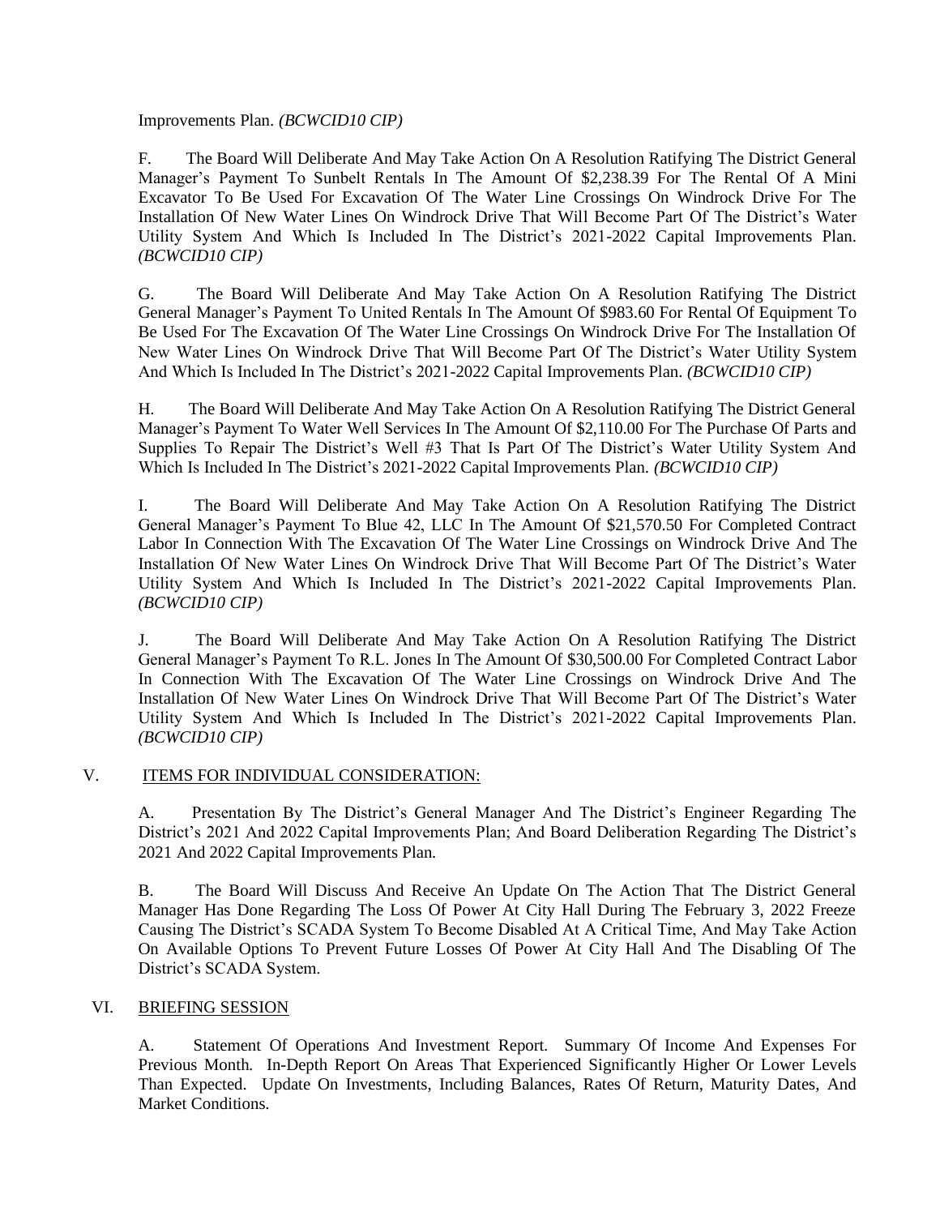Improvements Plan. *(BCWCID10 CIP)*

F. The Board Will Deliberate And May Take Action On A Resolution Ratifying The District General Manager's Payment To Sunbelt Rentals In The Amount Of $2,238.39 For The Rental Of A Mini Excavator To Be Used For Excavation Of The Water Line Crossings On Windrock Drive For The Installation Of New Water Lines On Windrock Drive That Will Become Part Of The District's Water Utility System And Which Is Included In The District's 2021-2022 Capital Improvements Plan. *(BCWCID10 CIP)*

G. The Board Will Deliberate And May Take Action On A Resolution Ratifying The District General Manager's Payment To United Rentals In The Amount Of $983.60 For Rental Of Equipment To Be Used For The Excavation Of The Water Line Crossings On Windrock Drive For The Installation Of New Water Lines On Windrock Drive That Will Become Part Of The District's Water Utility System And Which Is Included In The District's 2021-2022 Capital Improvements Plan. *(BCWCID10 CIP)*

H. The Board Will Deliberate And May Take Action On A Resolution Ratifying The District General Manager's Payment To Water Well Services In The Amount Of $2,110.00 For The Purchase Of Parts and Supplies To Repair The District's Well #3 That Is Part Of The District's Water Utility System And Which Is Included In The District's 2021-2022 Capital Improvements Plan. *(BCWCID10 CIP)*

I. The Board Will Deliberate And May Take Action On A Resolution Ratifying The District General Manager's Payment To Blue 42, LLC In The Amount Of $21,570.50 For Completed Contract Labor In Connection With The Excavation Of The Water Line Crossings on Windrock Drive And The Installation Of New Water Lines On Windrock Drive That Will Become Part Of The District's Water Utility System And Which Is Included In The District's 2021-2022 Capital Improvements Plan. *(BCWCID10 CIP)*

J. The Board Will Deliberate And May Take Action On A Resolution Ratifying The District General Manager's Payment To R.L. Jones In The Amount Of $30,500.00 For Completed Contract Labor In Connection With The Excavation Of The Water Line Crossings on Windrock Drive And The Installation Of New Water Lines On Windrock Drive That Will Become Part Of The District's Water Utility System And Which Is Included In The District's 2021-2022 Capital Improvements Plan. *(BCWCID10 CIP)*

## V. ITEMS FOR INDIVIDUAL CONSIDERATION:

A. Presentation By The District's General Manager And The District's Engineer Regarding The District's 2021 And 2022 Capital Improvements Plan; And Board Deliberation Regarding The District's 2021 And 2022 Capital Improvements Plan.

B. The Board Will Discuss And Receive An Update On The Action That The District General Manager Has Done Regarding The Loss Of Power At City Hall During The February 3, 2022 Freeze Causing The District's SCADA System To Become Disabled At A Critical Time, And May Take Action On Available Options To Prevent Future Losses Of Power At City Hall And The Disabling Of The District's SCADA System.

## VI. BRIEFING SESSION

A. Statement Of Operations And Investment Report. Summary Of Income And Expenses For Previous Month. In-Depth Report On Areas That Experienced Significantly Higher Or Lower Levels Than Expected. Update On Investments, Including Balances, Rates Of Return, Maturity Dates, And Market Conditions.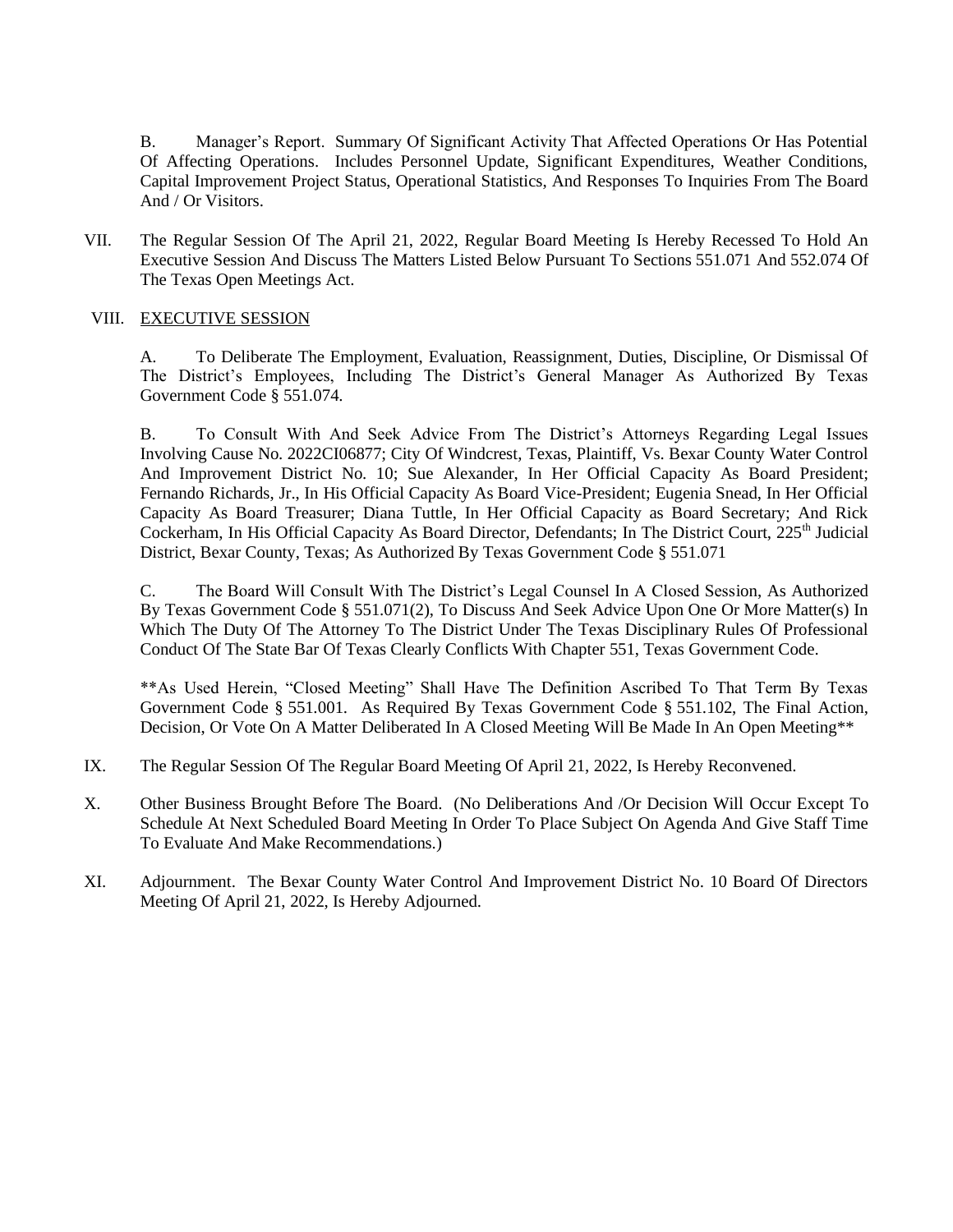B. Manager's Report. Summary Of Significant Activity That Affected Operations Or Has Potential Of Affecting Operations. Includes Personnel Update, Significant Expenditures, Weather Conditions, Capital Improvement Project Status, Operational Statistics, And Responses To Inquiries From The Board And / Or Visitors.

VII. The Regular Session Of The April 21, 2022, Regular Board Meeting Is Hereby Recessed To Hold An Executive Session And Discuss The Matters Listed Below Pursuant To Sections 551.071 And 552.074 Of The Texas Open Meetings Act.

VIII. <u>EXECUTIVE SESSION</u>

A. To Deliberate The Employment, Evaluation, Reassignment, Duties, Discipline, Or Dismissal Of The District's Employees, Including The District's General Manager As Authorized By Texas Government Code § 551.074.

B. To Consult With And Seek Advice From The District's Attorneys Regarding Legal Issues Involving Cause No. 2022CI06877; City Of Windcrest, Texas, Plaintiff, Vs. Bexar County Water Control And Improvement District No. 10; Sue Alexander, In Her Official Capacity As Board President; Fernando Richards, Jr., In His Official Capacity As Board Vice-President; Eugenia Snead, In Her Official Capacity As Board Treasurer; Diana Tuttle, In Her Official Capacity as Board Secretary; And Rick Cockerham, In His Official Capacity As Board Director, Defendants; In The District Court, 225th Judicial District, Bexar County, Texas; As Authorized By Texas Government Code § 551.071

C. The Board Will Consult With The District's Legal Counsel In A Closed Session, As Authorized By Texas Government Code § 551.071(2), To Discuss And Seek Advice Upon One Or More Matter(s) In Which The Duty Of The Attorney To The District Under The Texas Disciplinary Rules Of Professional Conduct Of The State Bar Of Texas Clearly Conflicts With Chapter 551, Texas Government Code.

**As Used Herein, "Closed Meeting" Shall Have The Definition Ascribed To That Term By Texas Government Code § 551.001. As Required By Texas Government Code § 551.102, The Final Action, Decision, Or Vote On A Matter Deliberated In A Closed Meeting Will Be Made In An Open Meeting**

IX. The Regular Session Of The Regular Board Meeting Of April 21, 2022, Is Hereby Reconvened.

X. Other Business Brought Before The Board. (No Deliberations And /Or Decision Will Occur Except To Schedule At Next Scheduled Board Meeting In Order To Place Subject On Agenda And Give Staff Time To Evaluate And Make Recommendations.)

XI. Adjournment. The Bexar County Water Control And Improvement District No. 10 Board Of Directors Meeting Of April 21, 2022, Is Hereby Adjourned.